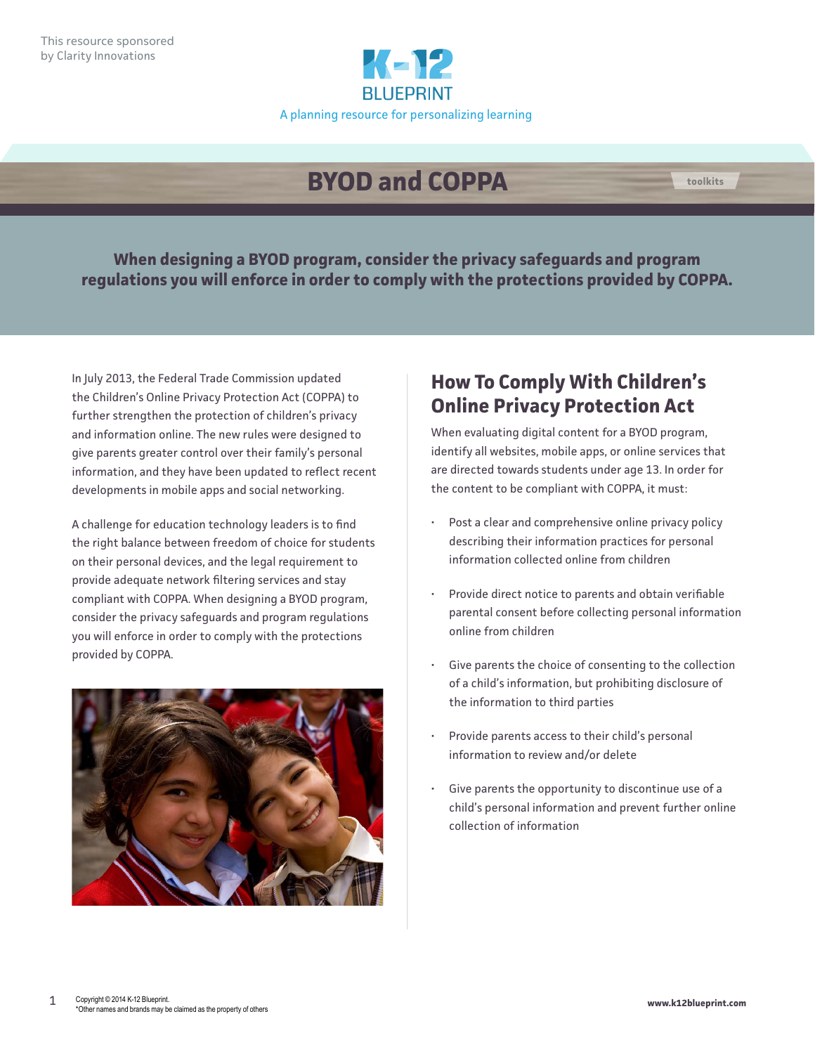This resource sponsored by Clarity Innovations

K-12 BLUEPRINT

A planning resource for personalizing learning

# BYOD and COPPA

toolkits

**When designing a BYOD program, consider the privacy safeguards and program regulations you will enforce in order to comply with the protections provided by COPPA.**

In July 2013, the Federal Trade Commission updated the Children's Online Privacy Protection Act (COPPA) to further strengthen the protection of children's privacy and information online. The new rules were designed to give parents greater control over their family's personal information, and they have been updated to reflect recent developments in mobile apps and social networking.

A challenge for education technology leaders is to find the right balance between freedom of choice for students on their personal devices, and the legal requirement to provide adequate network filtering services and stay compliant with COPPA. When designing a BYOD program, consider the privacy safeguards and program regulations you will enforce in order to comply with the protections provided by COPPA.

## How To Comply With Children's Online Privacy Protection Act

When evaluating digital content for a BYOD program, identify all websites, mobile apps, or online services that are directed towards students under age 13. In order for the content to be compliant with COPPA, it must:

- Post a clear and comprehensive online privacy policy describing their information practices for personal information collected online from children
- Provide direct notice to parents and obtain verifiable parental consent before collecting personal information online from children
- Give parents the choice of consenting to the collection of a child's information, but prohibiting disclosure of the information to third parties
- Provide parents access to their child's personal information to review and/or delete
- Give parents the opportunity to discontinue use of a child's personal information and prevent further online collection of information

Copyright © 2014 K-12 Blueprint.
*Other names and brands may be claimed as the property of others

www.k12blueprint.com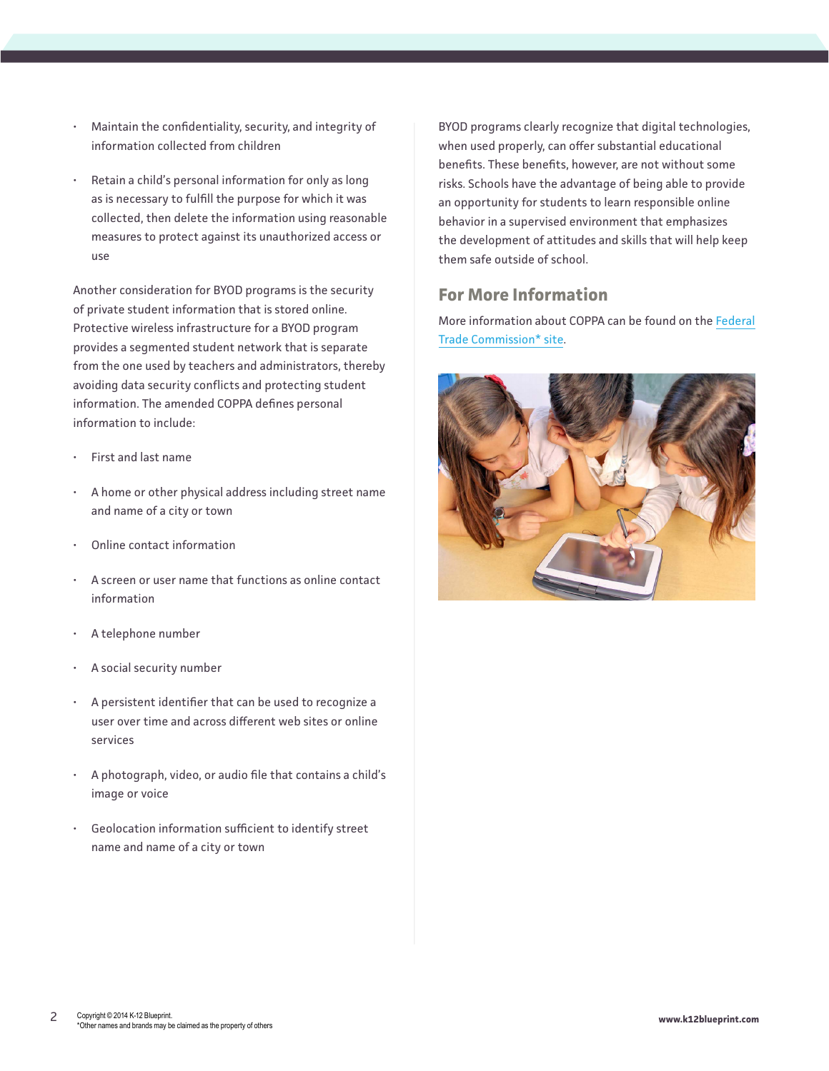- Maintain the confidentiality, security, and integrity of information collected from children
- Retain a child's personal information for only as long as is necessary to fulfill the purpose for which it was collected, then delete the information using reasonable measures to protect against its unauthorized access or use

Another consideration for BYOD programs is the security of private student information that is stored online. Protective wireless infrastructure for a BYOD program provides a segmented student network that is separate from the one used by teachers and administrators, thereby avoiding data security conflicts and protecting student information. The amended COPPA defines personal information to include:

- First and last name
- A home or other physical address including street name and name of a city or town
- Online contact information
- A screen or user name that functions as online contact information
- A telephone number
- A social security number
- A persistent identifier that can be used to recognize a user over time and across different web sites or online services
- A photograph, video, or audio file that contains a child's image or voice
- Geolocation information sufficient to identify street name and name of a city or town

BYOD programs clearly recognize that digital technologies, when used properly, can offer substantial educational benefits. These benefits, however, are not without some risks. Schools have the advantage of being able to provide an opportunity for students to learn responsible online behavior in a supervised environment that emphasizes the development of attitudes and skills that will help keep them safe outside of school.

## For More Information

More information about COPPA can be found on the Federal Trade Commission* site.

Copyright © 2014 K-12 Blueprint.
*Other names and brands may be claimed as the property of others